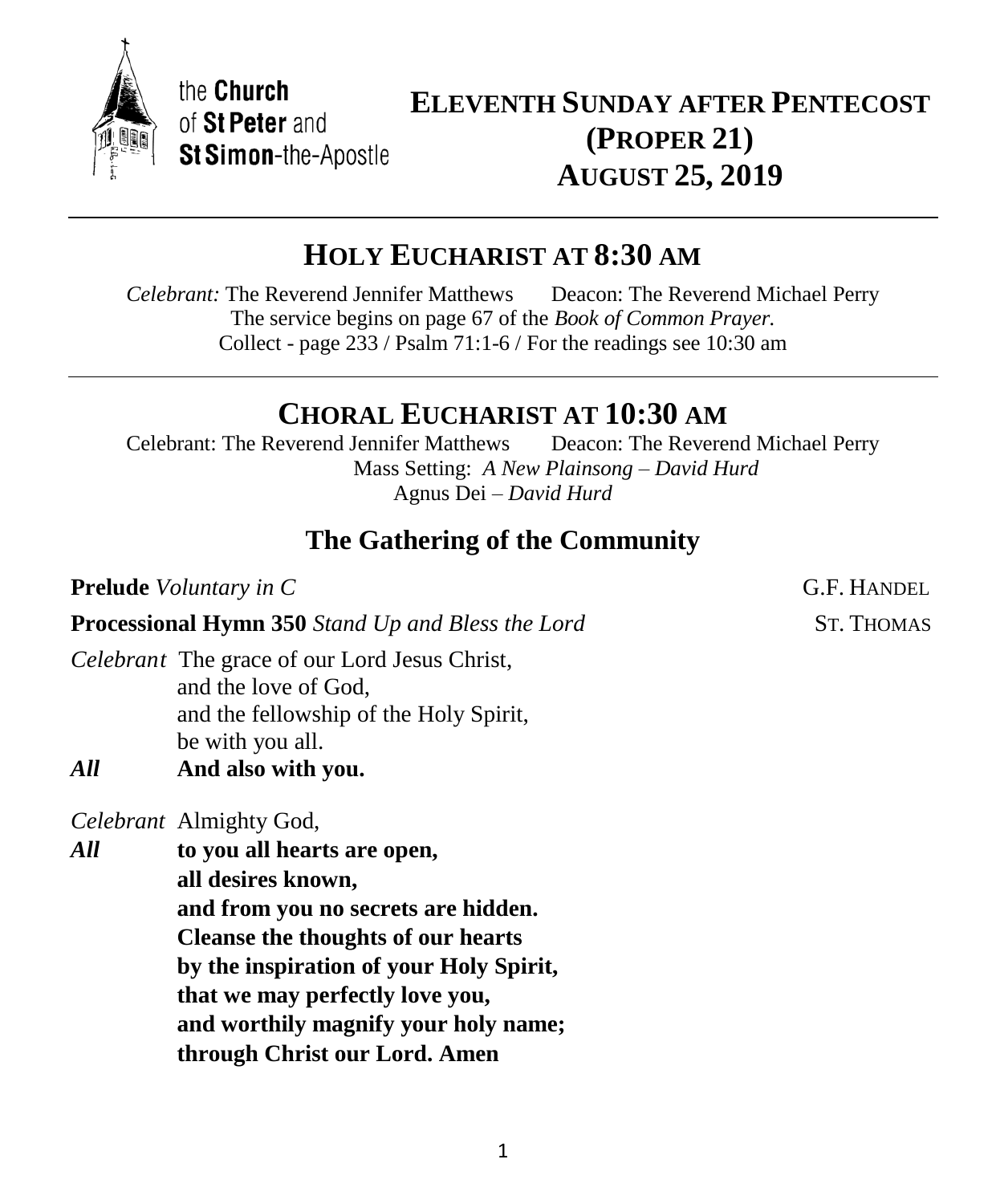the **Church** of **St Peter** and **St Simon**-the-Apostle

# ELEVENTH SUNDAY AFTER PENTECOST (PROPER 21) AUGUST 25, 2019

---

## HOLY EUCHARIST AT 8:30 AM

*Celebrant:* The Reverend Jennifer Matthews  Deacon: The Reverend Michael Perry
The service begins on page 67 of the *Book of Common Prayer.*
Collect - page 233 / Psalm 71:1-6 / For the readings see 10:30 am

---

## CHORAL EUCHARIST AT 10:30 AM

Celebrant: The Reverend Jennifer Matthews  Deacon: The Reverend Michael Perry
Mass Setting: *A New Plainsong – David Hurd*
Agnus Dei – *David Hurd*

### The Gathering of the Community

**Prelude** *Voluntary in C* G.F. HANDEL

**Processional Hymn 350** *Stand Up and Bless the Lord* ST. THOMAS

*Celebrant* The grace of our Lord Jesus Christ,
and the love of God,
and the fellowship of the Holy Spirit,
be with you all.

***All*** **And also with you.**

*Celebrant* Almighty God,

***All*** **to you all hearts are open,**
**all desires known,**
**and from you no secrets are hidden.**
**Cleanse the thoughts of our hearts**
**by the inspiration of your Holy Spirit,**
**that we may perfectly love you,**
**and worthily magnify your holy name;**
**through Christ our Lord. Amen**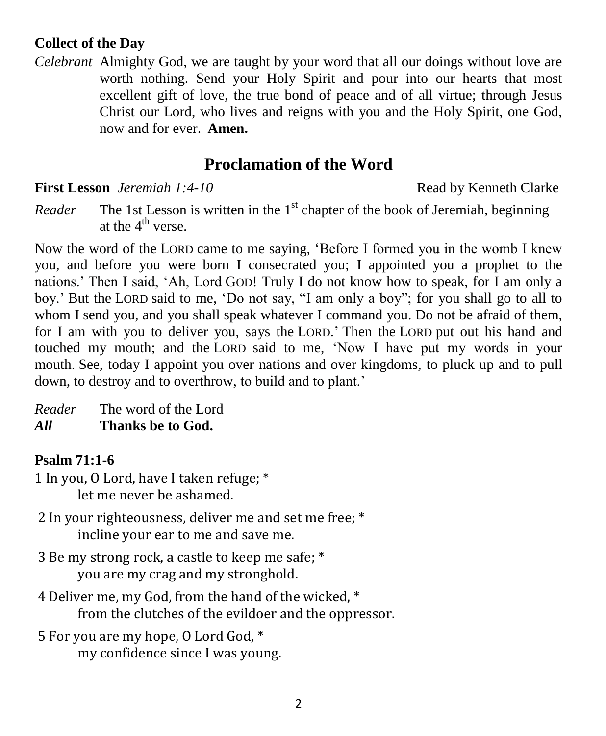**Collect of the Day**

*Celebrant* Almighty God, we are taught by your word that all our doings without love are worth nothing. Send your Holy Spirit and pour into our hearts that most excellent gift of love, the true bond of peace and of all virtue; through Jesus Christ our Lord, who lives and reigns with you and the Holy Spirit, one God, now and for ever. **Amen.**

## Proclamation of the Word

**First Lesson** *Jeremiah 1:4-10* Read by Kenneth Clarke

*Reader* The 1st Lesson is written in the 1st chapter of the book of Jeremiah, beginning at the 4th verse.

Now the word of the LORD came to me saying, 'Before I formed you in the womb I knew you, and before you were born I consecrated you; I appointed you a prophet to the nations.' Then I said, 'Ah, Lord GOD! Truly I do not know how to speak, for I am only a boy.' But the LORD said to me, 'Do not say, "I am only a boy"; for you shall go to all to whom I send you, and you shall speak whatever I command you. Do not be afraid of them, for I am with you to deliver you, says the LORD.' Then the LORD put out his hand and touched my mouth; and the LORD said to me, 'Now I have put my words in your mouth. See, today I appoint you over nations and over kingdoms, to pluck up and to pull down, to destroy and to overthrow, to build and to plant.'

*Reader* The word of the Lord
***All*** **Thanks be to God.**

**Psalm 71:1-6**

1 In you, O Lord, have I taken refuge; *
let me never be ashamed.

2 In your righteousness, deliver me and set me free; *
incline your ear to me and save me.

3 Be my strong rock, a castle to keep me safe; *
you are my crag and my stronghold.

4 Deliver me, my God, from the hand of the wicked, *
from the clutches of the evildoer and the oppressor.

5 For you are my hope, O Lord God, *
my confidence since I was young.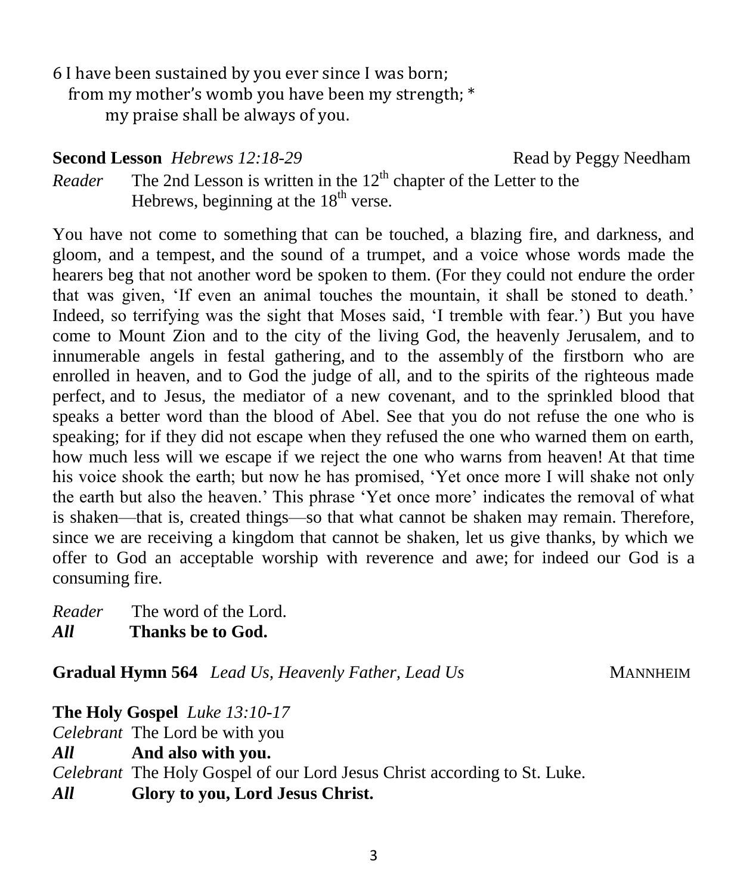6 I have been sustained by you ever since I was born;
  from my mother's womb you have been my strength; *
    my praise shall be always of you.

**Second Lesson** *Hebrews 12:18-29* Read by Peggy Needham

*Reader* The 2nd Lesson is written in the 12th chapter of the Letter to the Hebrews, beginning at the 18th verse.

You have not come to something that can be touched, a blazing fire, and darkness, and gloom, and a tempest, and the sound of a trumpet, and a voice whose words made the hearers beg that not another word be spoken to them. (For they could not endure the order that was given, 'If even an animal touches the mountain, it shall be stoned to death.' Indeed, so terrifying was the sight that Moses said, 'I tremble with fear.') But you have come to Mount Zion and to the city of the living God, the heavenly Jerusalem, and to innumerable angels in festal gathering, and to the assembly of the firstborn who are enrolled in heaven, and to God the judge of all, and to the spirits of the righteous made perfect, and to Jesus, the mediator of a new covenant, and to the sprinkled blood that speaks a better word than the blood of Abel. See that you do not refuse the one who is speaking; for if they did not escape when they refused the one who warned them on earth, how much less will we escape if we reject the one who warns from heaven! At that time his voice shook the earth; but now he has promised, 'Yet once more I will shake not only the earth but also the heaven.' This phrase 'Yet once more' indicates the removal of what is shaken—that is, created things—so that what cannot be shaken may remain. Therefore, since we are receiving a kingdom that cannot be shaken, let us give thanks, by which we offer to God an acceptable worship with reverence and awe; for indeed our God is a consuming fire.

*Reader* The word of the Lord.
***All*** **Thanks be to God.**

**Gradual Hymn 564** *Lead Us, Heavenly Father, Lead Us* MANNHEIM

**The Holy Gospel** *Luke 13:10-17*

*Celebrant* The Lord be with you
***All*** **And also with you.**
*Celebrant* The Holy Gospel of our Lord Jesus Christ according to St. Luke.
***All*** **Glory to you, Lord Jesus Christ.**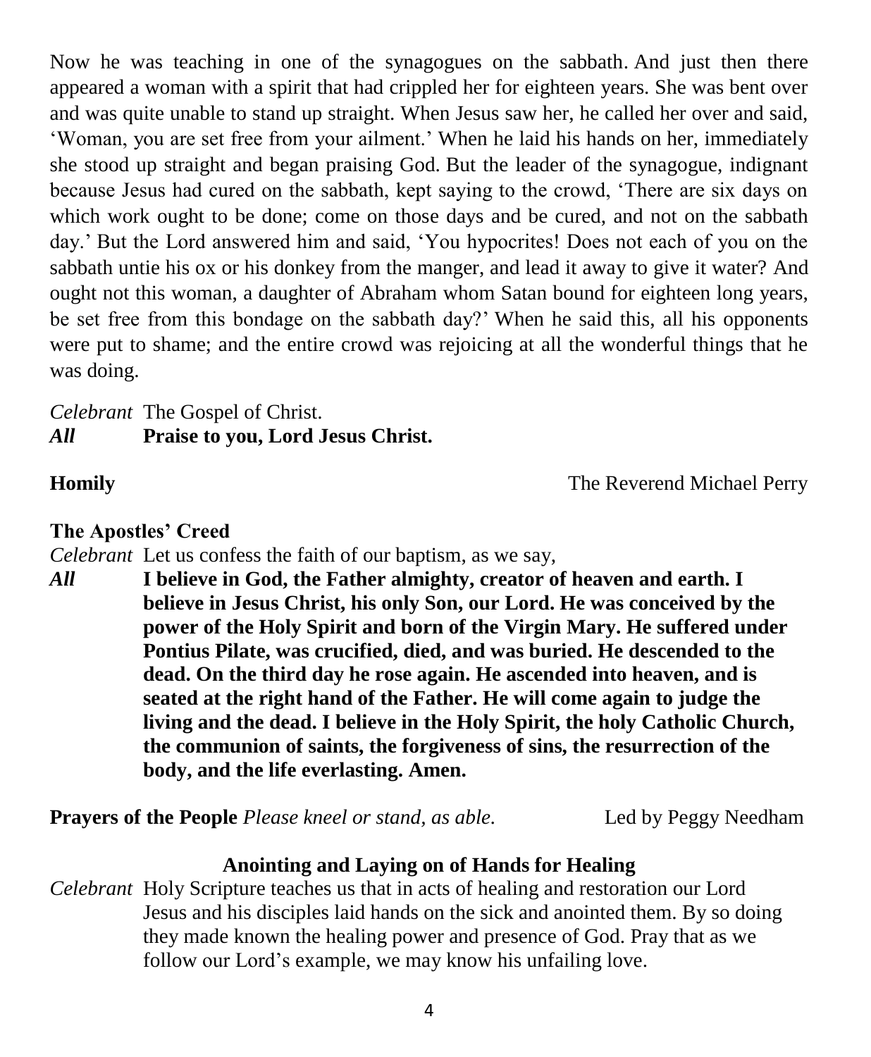Now he was teaching in one of the synagogues on the sabbath. And just then there appeared a woman with a spirit that had crippled her for eighteen years. She was bent over and was quite unable to stand up straight. When Jesus saw her, he called her over and said, 'Woman, you are set free from your ailment.' When he laid his hands on her, immediately she stood up straight and began praising God. But the leader of the synagogue, indignant because Jesus had cured on the sabbath, kept saying to the crowd, 'There are six days on which work ought to be done; come on those days and be cured, and not on the sabbath day.' But the Lord answered him and said, 'You hypocrites! Does not each of you on the sabbath untie his ox or his donkey from the manger, and lead it away to give it water? And ought not this woman, a daughter of Abraham whom Satan bound for eighteen long years, be set free from this bondage on the sabbath day?' When he said this, all his opponents were put to shame; and the entire crowd was rejoicing at all the wonderful things that he was doing.

*Celebrant* The Gospel of Christ.
***All*** **Praise to you, Lord Jesus Christ.**

**Homily** The Reverend Michael Perry

**The Apostles' Creed**

*Celebrant* Let us confess the faith of our baptism, as we say,
***All*** **I believe in God, the Father almighty, creator of heaven and earth. I believe in Jesus Christ, his only Son, our Lord. He was conceived by the power of the Holy Spirit and born of the Virgin Mary. He suffered under Pontius Pilate, was crucified, died, and was buried. He descended to the dead. On the third day he rose again. He ascended into heaven, and is seated at the right hand of the Father. He will come again to judge the living and the dead. I believe in the Holy Spirit, the holy Catholic Church, the communion of saints, the forgiveness of sins, the resurrection of the body, and the life everlasting. Amen.**

**Prayers of the People** *Please kneel or stand, as able.* Led by Peggy Needham

**Anointing and Laying on of Hands for Healing**

*Celebrant* Holy Scripture teaches us that in acts of healing and restoration our Lord Jesus and his disciples laid hands on the sick and anointed them. By so doing they made known the healing power and presence of God. Pray that as we follow our Lord's example, we may know his unfailing love.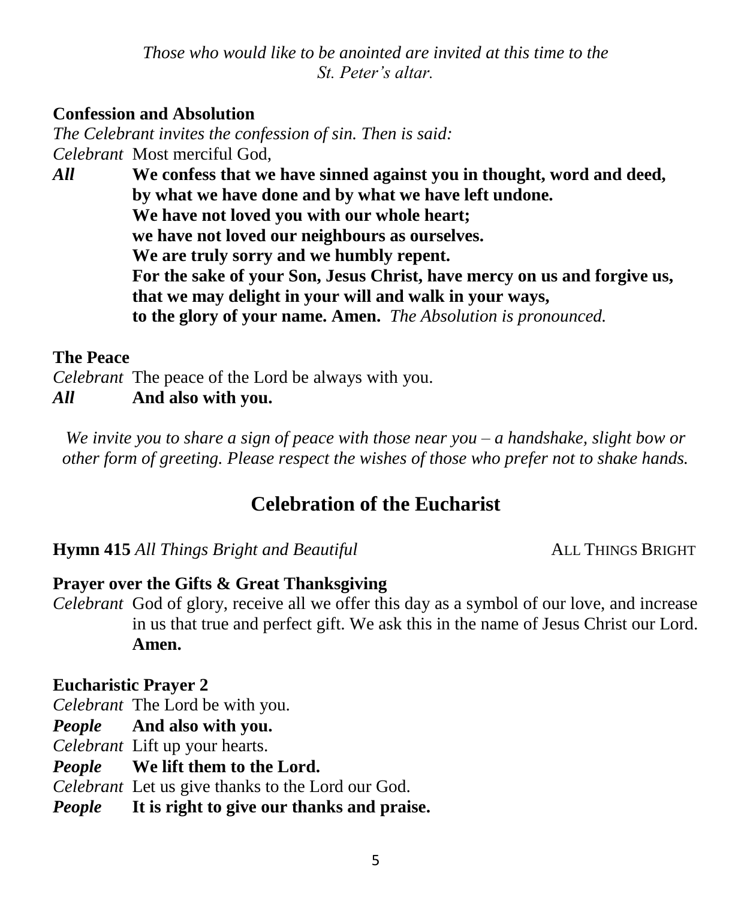*Those who would like to be anointed are invited at this time to the St. Peter's altar.*

**Confession and Absolution**

*The Celebrant invites the confession of sin. Then is said:*

*Celebrant* Most merciful God,

***All*** **We confess that we have sinned against you in thought, word and deed,
by what we have done and by what we have left undone.
We have not loved you with our whole heart;
we have not loved our neighbours as ourselves.
We are truly sorry and we humbly repent.
For the sake of your Son, Jesus Christ, have mercy on us and forgive us,
that we may delight in your will and walk in your ways,
to the glory of your name. Amen.** *The Absolution is pronounced.*

**The Peace**

*Celebrant* The peace of the Lord be always with you.

***All*** **And also with you.**

*We invite you to share a sign of peace with those near you – a handshake, slight bow or other form of greeting. Please respect the wishes of those who prefer not to shake hands.*

## Celebration of the Eucharist

**Hymn 415** *All Things Bright and Beautiful* ALL THINGS BRIGHT

**Prayer over the Gifts & Great Thanksgiving**

*Celebrant* God of glory, receive all we offer this day as a symbol of our love, and increase in us that true and perfect gift. We ask this in the name of Jesus Christ our Lord. **Amen.**

**Eucharistic Prayer 2**

*Celebrant* The Lord be with you.

***People*** **And also with you.**

*Celebrant* Lift up your hearts.

***People*** **We lift them to the Lord.**

*Celebrant* Let us give thanks to the Lord our God.

***People*** **It is right to give our thanks and praise.**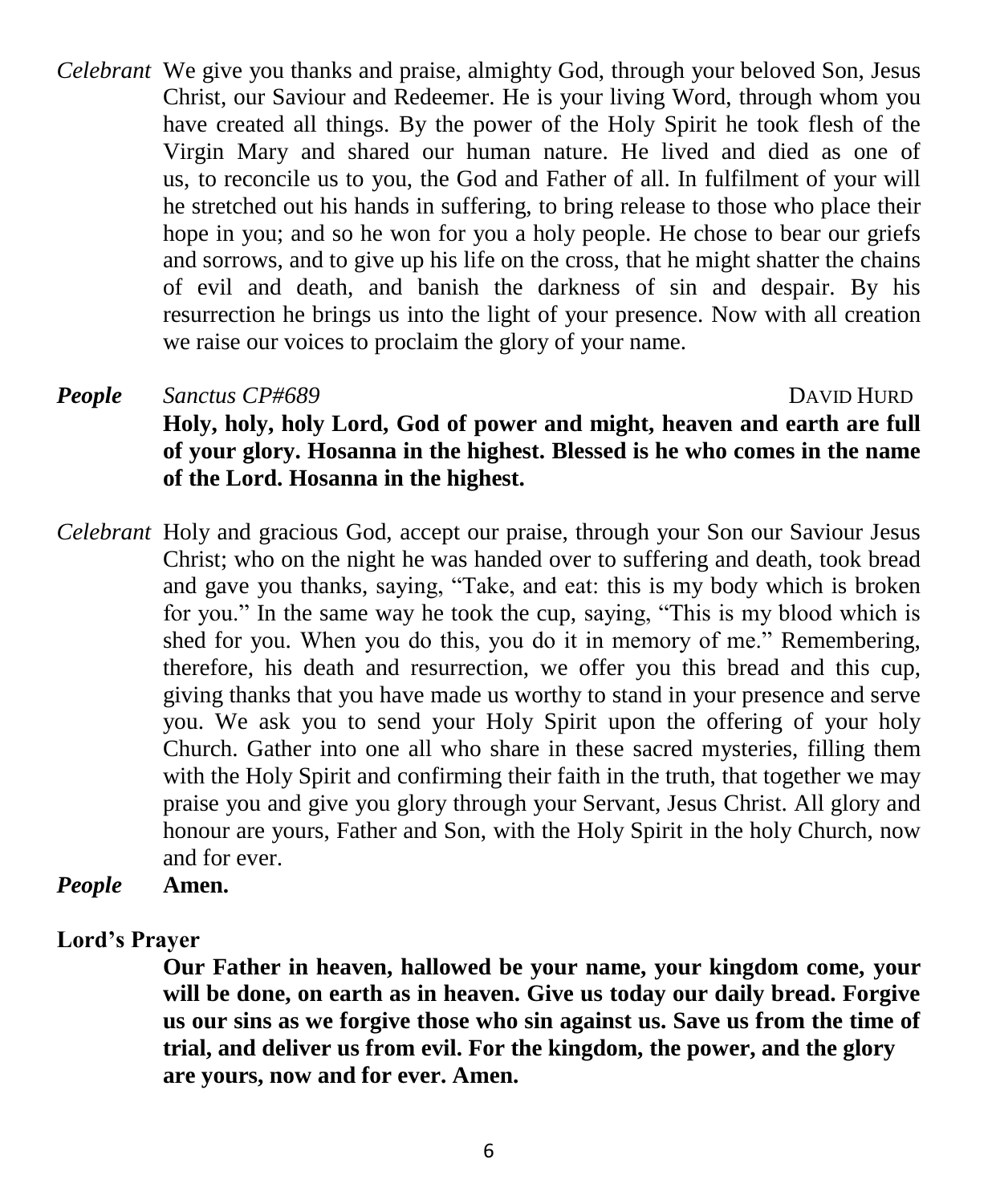*Celebrant* We give you thanks and praise, almighty God, through your beloved Son, Jesus Christ, our Saviour and Redeemer. He is your living Word, through whom you have created all things. By the power of the Holy Spirit he took flesh of the Virgin Mary and shared our human nature. He lived and died as one of us, to reconcile us to you, the God and Father of all. In fulfilment of your will he stretched out his hands in suffering, to bring release to those who place their hope in you; and so he won for you a holy people. He chose to bear our griefs and sorrows, and to give up his life on the cross, that he might shatter the chains of evil and death, and banish the darkness of sin and despair. By his resurrection he brings us into the light of your presence. Now with all creation we raise our voices to proclaim the glory of your name.

***People*** *Sanctus CP#689* DAVID HURD

**Holy, holy, holy Lord, God of power and might, heaven and earth are full of your glory. Hosanna in the highest. Blessed is he who comes in the name of the Lord. Hosanna in the highest.**

*Celebrant* Holy and gracious God, accept our praise, through your Son our Saviour Jesus Christ; who on the night he was handed over to suffering and death, took bread and gave you thanks, saying, "Take, and eat: this is my body which is broken for you." In the same way he took the cup, saying, "This is my blood which is shed for you. When you do this, you do it in memory of me." Remembering, therefore, his death and resurrection, we offer you this bread and this cup, giving thanks that you have made us worthy to stand in your presence and serve you. We ask you to send your Holy Spirit upon the offering of your holy Church. Gather into one all who share in these sacred mysteries, filling them with the Holy Spirit and confirming their faith in the truth, that together we may praise you and give you glory through your Servant, Jesus Christ. All glory and honour are yours, Father and Son, with the Holy Spirit in the holy Church, now and for ever.

***People*** **Amen.**

**Lord's Prayer**

**Our Father in heaven, hallowed be your name, your kingdom come, your will be done, on earth as in heaven. Give us today our daily bread. Forgive us our sins as we forgive those who sin against us. Save us from the time of trial, and deliver us from evil. For the kingdom, the power, and the glory are yours, now and for ever. Amen.**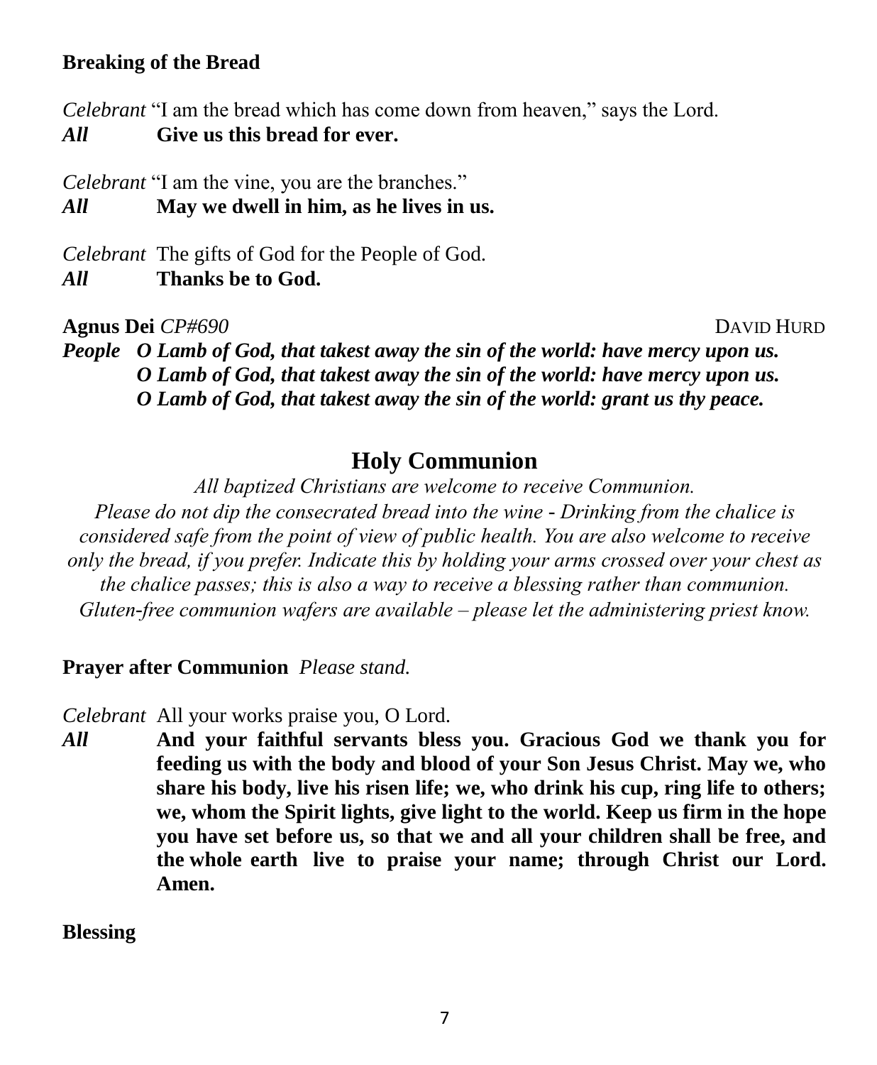**Breaking of the Bread**

*Celebrant* "I am the bread which has come down from heaven," says the Lord.
***All*** **Give us this bread for ever.**

*Celebrant* "I am the vine, you are the branches."
***All*** **May we dwell in him, as he lives in us.**

*Celebrant* The gifts of God for the People of God.
***All*** **Thanks be to God.**

**Agnus Dei** *CP#690* DAVID HURD

***People*** ***O Lamb of God, that takest away the sin of the world: have mercy upon us.***
***O Lamb of God, that takest away the sin of the world: have mercy upon us.***
***O Lamb of God, that takest away the sin of the world: grant us thy peace.***

## Holy Communion

*All baptized Christians are welcome to receive Communion.*
*Please do not dip the consecrated bread into the wine - Drinking from the chalice is considered safe from the point of view of public health. You are also welcome to receive only the bread, if you prefer. Indicate this by holding your arms crossed over your chest as the chalice passes; this is also a way to receive a blessing rather than communion. Gluten-free communion wafers are available – please let the administering priest know.*

**Prayer after Communion** *Please stand.*

*Celebrant* All your works praise you, O Lord.
***All*** **And your faithful servants bless you. Gracious God we thank you for feeding us with the body and blood of your Son Jesus Christ. May we, who share his body, live his risen life; we, who drink his cup, ring life to others; we, whom the Spirit lights, give light to the world. Keep us firm in the hope you have set before us, so that we and all your children shall be free, and the whole earth live to praise your name; through Christ our Lord. Amen.**

**Blessing**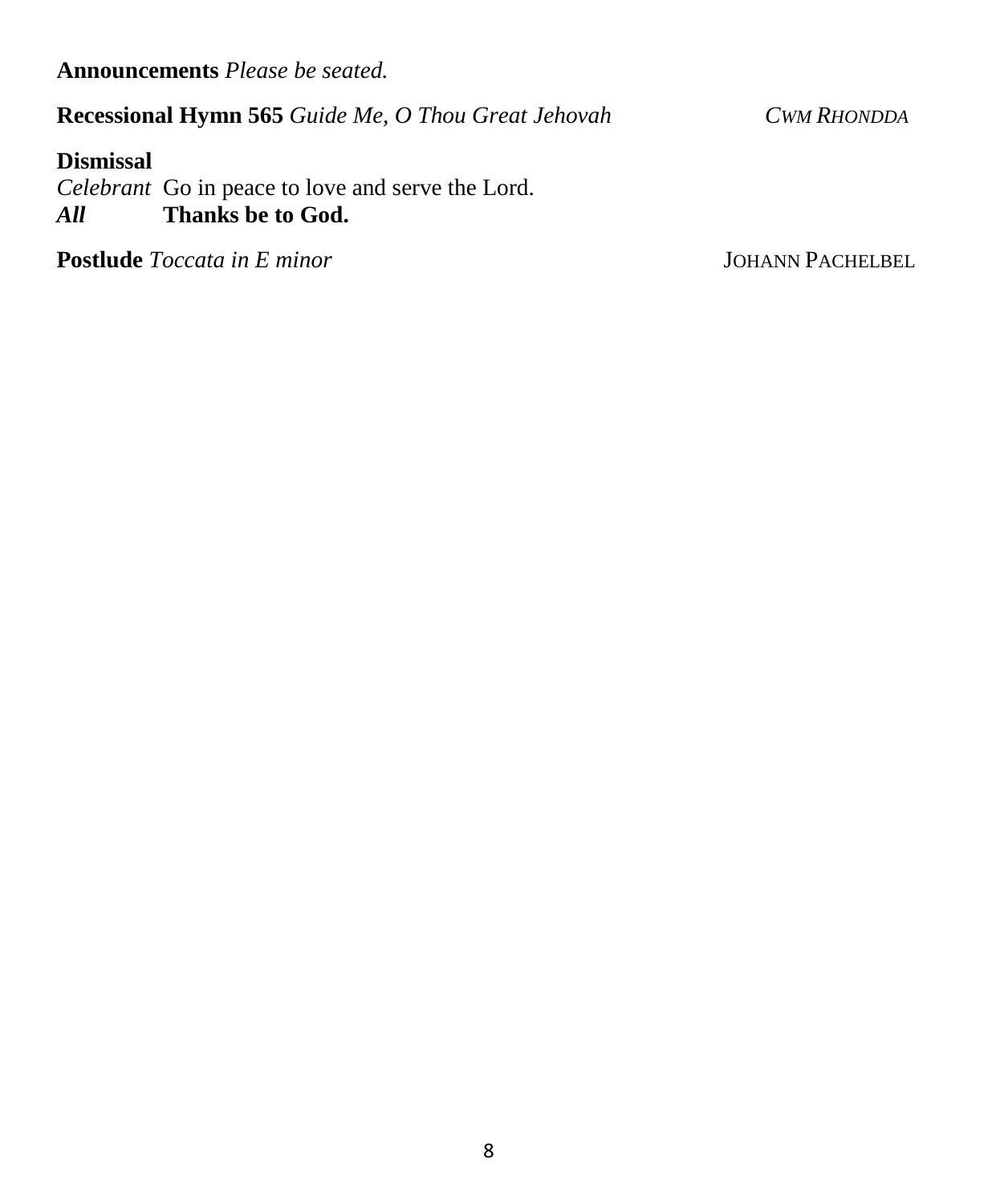**Announcements** *Please be seated.*

**Recessional Hymn 565** *Guide Me, O Thou Great Jehovah* *CWM RHONDDA*

**Dismissal**

*Celebrant* Go in peace to love and serve the Lord.
***All*** **Thanks be to God.**

**Postlude** *Toccata in E minor* JOHANN PACHELBEL